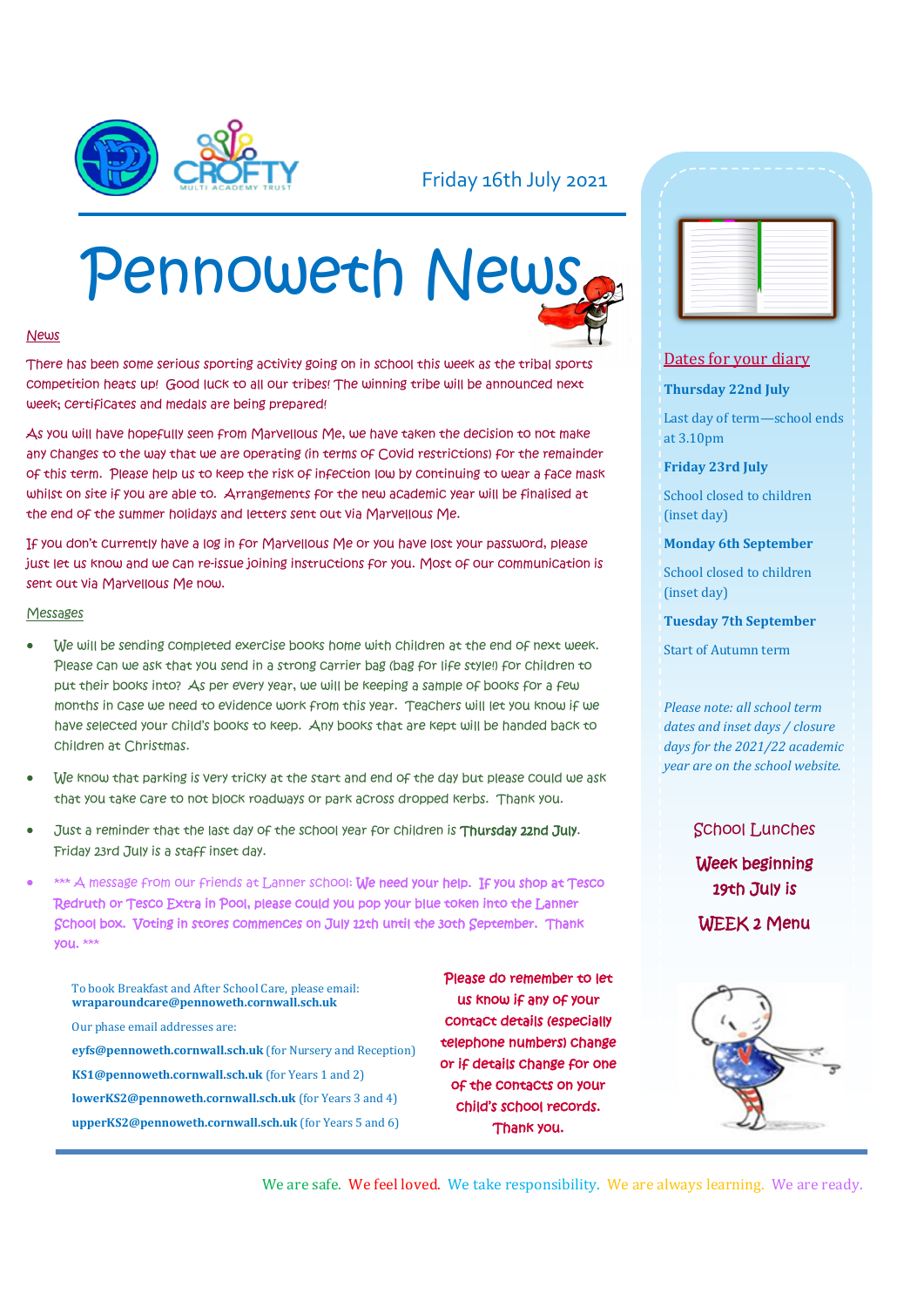Friday 16th July 2021

# Pennoweth News

## News

There has been some serious sporting activity going on in school this week as the tribal sports competition heats up! Good luck to all our tribes! The winning tribe will be announced next week; certificates and medals are being prepared!

As you will have hopefully seen from Marvellous Me, we have taken the decision to not make any changes to the way that we are operating (in terms of Covid restrictions) for the remainder of this term. Please help us to keep the risk of infection low by continuing to wear a face mask whilst on site if you are able to. Arrangements for the new academic year will be finalised at the end of the summer holidays and letters sent out via Marvellous Me.

If you don't currently have a log in for Marvellous Me or you have lost your password, please just let us know and we can re-issue joining instructions for you. Most of our communication is sent out via Marvellous Me now.

## Messages

- We will be sending completed exercise books home with children at the end of next week. Please can we ask that you send in a strong carrier bag (bag for life style!) for children to put their books into? As per every year, we will be keeping a sample of books for a few months in case we need to evidence work from this year. Teachers will let you know if we have selected your child's books to keep. Any books that are kept will be handed back to children at Christmas.
- We know that parking is very tricky at the start and end of the day but please could we ask that you take care to not block roadways or park across dropped kerbs. Thank you.
- Just a reminder that the last day of the school year for children is **Thursday 22nd July**. Friday 23rd July is a staff inset day.
- *** A message from our friends at Lanner School: **We need your help. If you shop at Tesco Redruth or Tesco Extra in Pool, please could you pop your blue token into the Lanner School box. Voting in stores commences on July 12th until the 30th September. Thank you.** ***

To book Breakfast and After School Care, please email: **wraparoundcare@pennoweth.cornwall.sch.uk**

Our phase email addresses are:

**eyfs@pennoweth.cornwall.sch.uk** (for Nursery and Reception)

**KS1@pennoweth.cornwall.sch.uk** (for Years 1 and 2)

**lowerKS2@pennoweth.cornwall.sch.uk** (for Years 3 and 4)

**upperKS2@pennoweth.cornwall.sch.uk** (for Years 5 and 6)

Please do remember to let us know if any of your contact details (especially telephone numbers) change or if details change for one of the contacts on your child's school records. Thank you.

## Dates for your diary

**Thursday 22nd July**

Last day of term—school ends at 3.10pm

**Friday 23rd July**

School closed to children (inset day)

**Monday 6th September**

School closed to children (inset day)

**Tuesday 7th September**

Start of Autumn term

*Please note: all school term dates and inset days / closure days for the 2021/22 academic year are on the school website.*

## School Lunches

Week beginning 19th July is

WEEK 2 Menu

We are safe. We feel loved. We take responsibility. We are always learning. We are ready.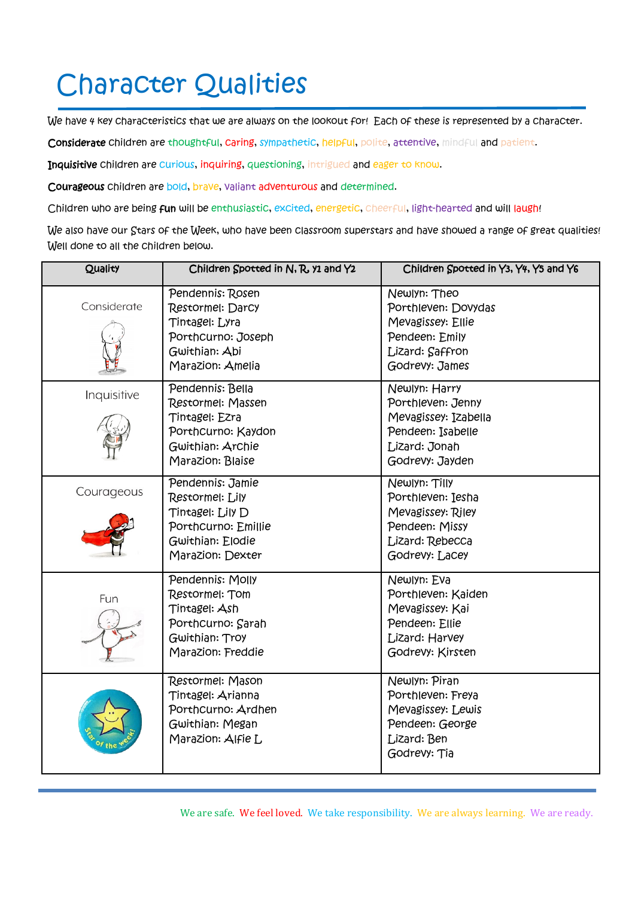# Character Qualities

We have 4 key characteristics that we are always on the lookout for! Each of these is represented by a character.

**Considerate** children are thoughtful, caring, sympathetic, helpful, polite, attentive, mindful and patient.

**Inquisitive** children are curious, inquiring, questioning, intrigued and eager to know.

**Courageous** children are bold, brave, valiant adventurous and determined.

Children who are being **fun** will be enthusiastic, excited, energetic, cheerful, light-hearted and will laugh!

We also have our Stars of the Week, who have been classroom superstars and have showed a range of great qualities! Well done to all the children below.

| Quality | Children Spotted in N, R, Y1 and Y2 | Children Spotted in Y3, Y4, Y5 and Y6 |
|---|---|---|
| Considerate | Pendennis: Rosen<br>Restormel: Darcy<br>Tintagel: Lyra<br>Porthcurno: Joseph<br>Gwithian: Abi<br>Marazion: Amelia | Newlyn: Theo<br>Porthleven: Dovydas<br>Mevagissey: Ellie<br>Pendeen: Emily<br>Lizard: Saffron<br>Godrevy: James |
| Inquisitive | Pendennis: Bella<br>Restormel: Massen<br>Tintagel: Ezra<br>Porthcurno: Kaydon<br>Gwithian: Archie<br>Marazion: Blaise | Newlyn: Harry<br>Porthleven: Jenny<br>Mevagissey: Izabella<br>Pendeen: Isabelle<br>Lizard: Jonah<br>Godrevy: Jayden |
| Courageous | Pendennis: Jamie<br>Restormel: Lily<br>Tintagel: Lily D<br>Porthcurno: Emillie<br>Gwithian: Elodie<br>Marazion: Dexter | Newlyn: Tilly<br>Porthleven: Iesha<br>Mevagissey: Riley<br>Pendeen: Missy<br>Lizard: Rebecca<br>Godrevy: Lacey |
| Fun | Pendennis: Molly<br>Restormel: Tom<br>Tintagel: Ash<br>Porthcurno: Sarah<br>Gwithian: Troy<br>Marazion: Freddie | Newlyn: Eva<br>Porthleven: Kaiden<br>Mevagissey: Kai<br>Pendeen: Ellie<br>Lizard: Harvey<br>Godrevy: Kirsten |
| Star of the week! | Restormel: Mason<br>Tintagel: Arianna<br>Porthcurno: Ardhen<br>Gwithian: Megan<br>Marazion: Alfie L | Newlyn: Piran<br>Porthleven: Freya<br>Mevagissey: Lewis<br>Pendeen: George<br>Lizard: Ben<br>Godrevy: Tia |

We are safe. We feel loved. We take responsibility. We are always learning. We are ready.